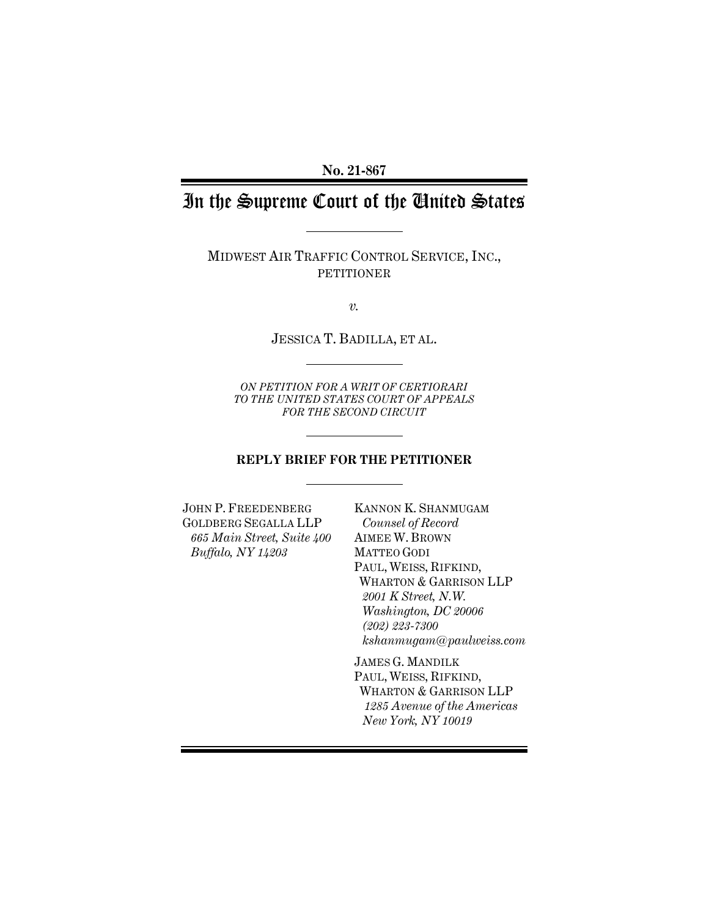**No. 21-867**

# In the Supreme Court of the United States

MIDWEST AIR TRAFFIC CONTROL SERVICE, INC.,
PETITIONER

*v.*

JESSICA T. BADILLA, ET AL.

*ON PETITION FOR A WRIT OF CERTIORARI*
*TO THE UNITED STATES COURT OF APPEALS*
*FOR THE SECOND CIRCUIT*

**REPLY BRIEF FOR THE PETITIONER**

JOHN P. FREEDENBERG
GOLDBERG SEGALLA LLP
*665 Main Street, Suite 400*
*Buffalo, NY 14203*

KANNON K. SHANMUGAM
*Counsel of Record*
AIMEE W. BROWN
MATTEO GODI
PAUL, WEISS, RIFKIND,
WHARTON & GARRISON LLP
*2001 K Street, N.W.*
*Washington, DC 20006*
*(202) 223-7300*
*kshanmugam@paulweiss.com*

JAMES G. MANDILK
PAUL, WEISS, RIFKIND,
WHARTON & GARRISON LLP
*1285 Avenue of the Americas*
*New York, NY 10019*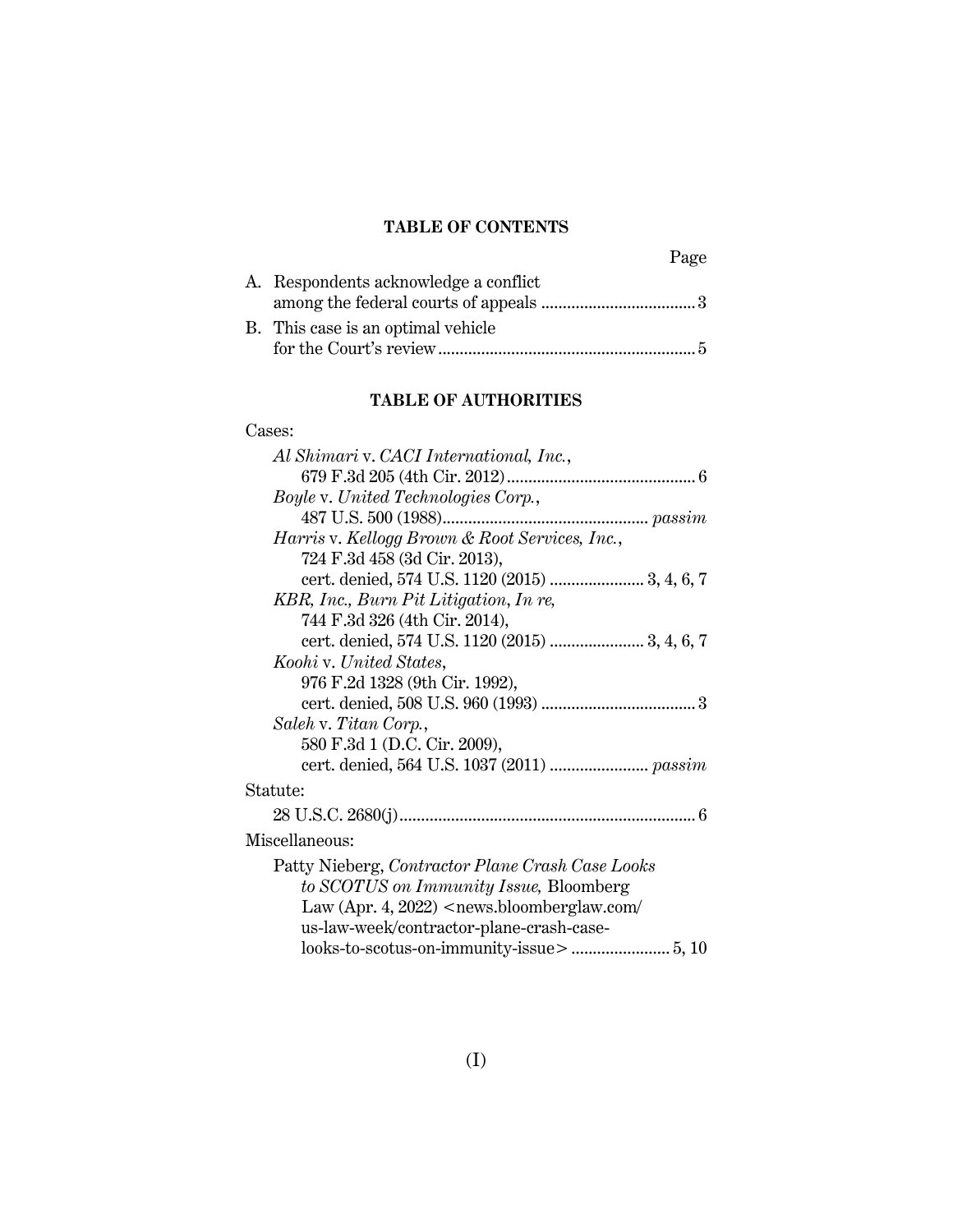**TABLE OF CONTENTS**

| | Page |
|---|---|
| A. Respondents acknowledge a conflict among the federal courts of appeals | 3 |
| B. This case is an optimal vehicle for the Court's review | 5 |

**TABLE OF AUTHORITIES**

Cases:

*Al Shimari* v. *CACI International, Inc.*, 679 F.3d 205 (4th Cir. 2012) .... 6

*Boyle* v. *United Technologies Corp.*, 487 U.S. 500 (1988) .... *passim*

*Harris* v. *Kellogg Brown & Root Services, Inc.*, 724 F.3d 458 (3d Cir. 2013), cert. denied, 574 U.S. 1120 (2015) .... 3, 4, 6, 7

*KBR, Inc., Burn Pit Litigation*, *In re*, 744 F.3d 326 (4th Cir. 2014), cert. denied, 574 U.S. 1120 (2015) .... 3, 4, 6, 7

*Koohi* v. *United States*, 976 F.2d 1328 (9th Cir. 1992), cert. denied, 508 U.S. 960 (1993) .... 3

*Saleh* v. *Titan Corp.*, 580 F.3d 1 (D.C. Cir. 2009), cert. denied, 564 U.S. 1037 (2011) .... *passim*

Statute:

28 U.S.C. 2680(j) .... 6

Miscellaneous:

Patty Nieberg, *Contractor Plane Crash Case Looks to SCOTUS on Immunity Issue,* Bloomberg Law (Apr. 4, 2022) <news.bloomberglaw.com/us-law-week/contractor-plane-crash-case-looks-to-scotus-on-immunity-issue> .... 5, 10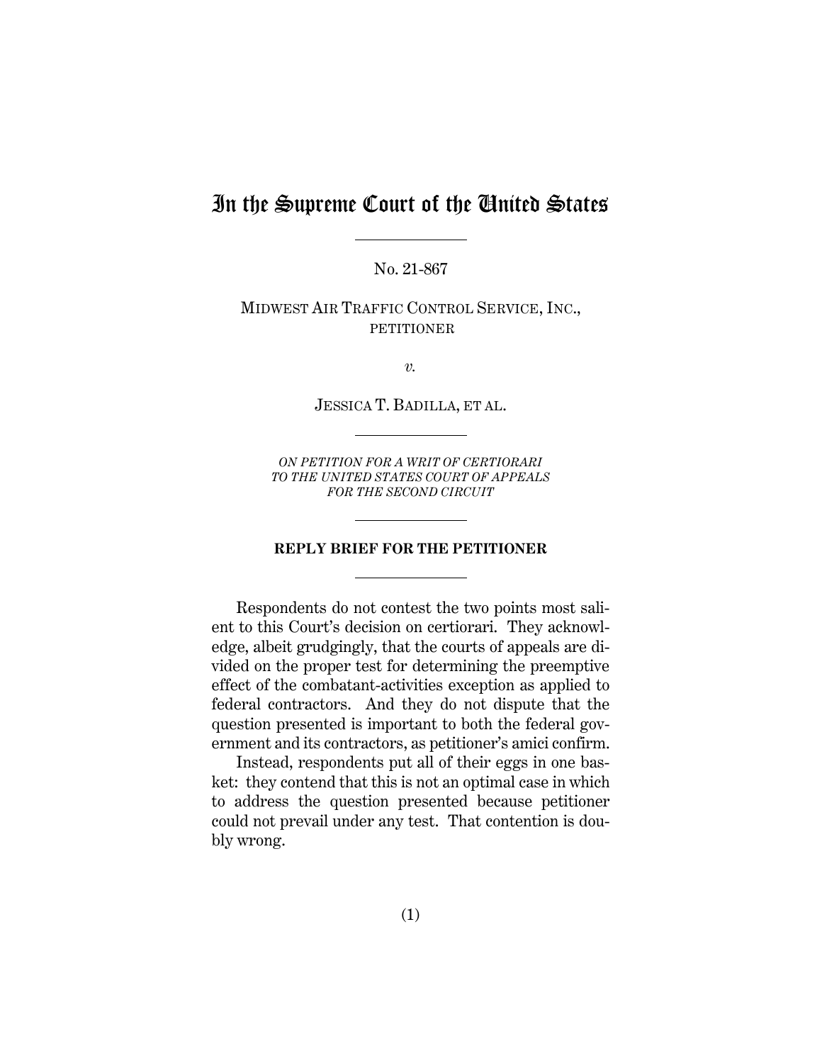# In the Supreme Court of the United States

No. 21-867

MIDWEST AIR TRAFFIC CONTROL SERVICE, INC., PETITIONER

*v.*

JESSICA T. BADILLA, ET AL.

*ON PETITION FOR A WRIT OF CERTIORARI TO THE UNITED STATES COURT OF APPEALS FOR THE SECOND CIRCUIT*

**REPLY BRIEF FOR THE PETITIONER**

Respondents do not contest the two points most salient to this Court's decision on certiorari. They acknowledge, albeit grudgingly, that the courts of appeals are divided on the proper test for determining the preemptive effect of the combatant-activities exception as applied to federal contractors. And they do not dispute that the question presented is important to both the federal government and its contractors, as petitioner's amici confirm.

Instead, respondents put all of their eggs in one basket: they contend that this is not an optimal case in which to address the question presented because petitioner could not prevail under any test. That contention is doubly wrong.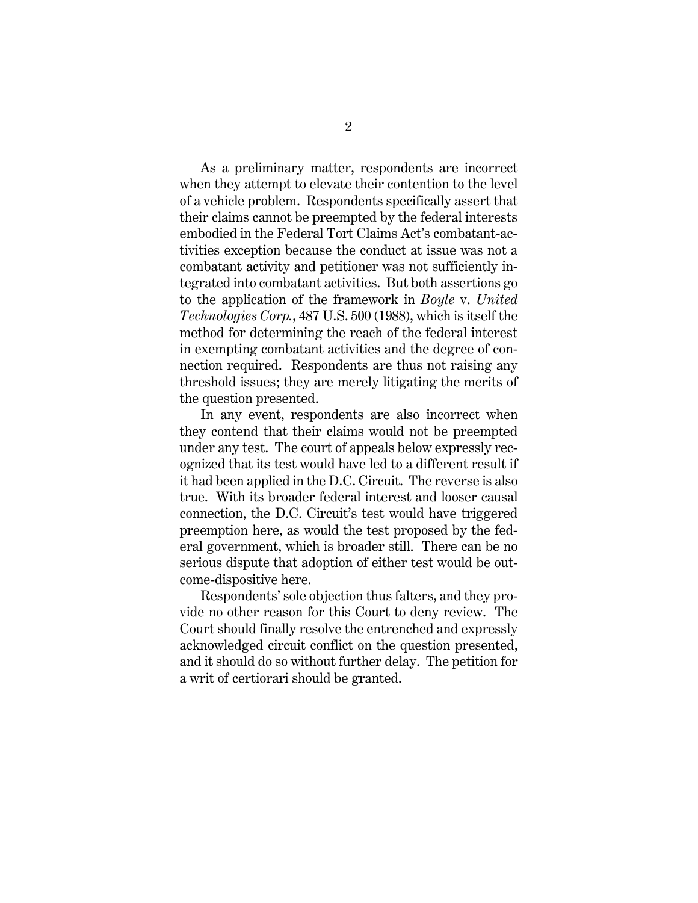As a preliminary matter, respondents are incorrect when they attempt to elevate their contention to the level of a vehicle problem. Respondents specifically assert that their claims cannot be preempted by the federal interests embodied in the Federal Tort Claims Act's combatant-activities exception because the conduct at issue was not a combatant activity and petitioner was not sufficiently integrated into combatant activities. But both assertions go to the application of the framework in *Boyle* v. *United Technologies Corp.*, 487 U.S. 500 (1988), which is itself the method for determining the reach of the federal interest in exempting combatant activities and the degree of connection required. Respondents are thus not raising any threshold issues; they are merely litigating the merits of the question presented.

In any event, respondents are also incorrect when they contend that their claims would not be preempted under any test. The court of appeals below expressly recognized that its test would have led to a different result if it had been applied in the D.C. Circuit. The reverse is also true. With its broader federal interest and looser causal connection, the D.C. Circuit's test would have triggered preemption here, as would the test proposed by the federal government, which is broader still. There can be no serious dispute that adoption of either test would be outcome-dispositive here.

Respondents' sole objection thus falters, and they provide no other reason for this Court to deny review. The Court should finally resolve the entrenched and expressly acknowledged circuit conflict on the question presented, and it should do so without further delay. The petition for a writ of certiorari should be granted.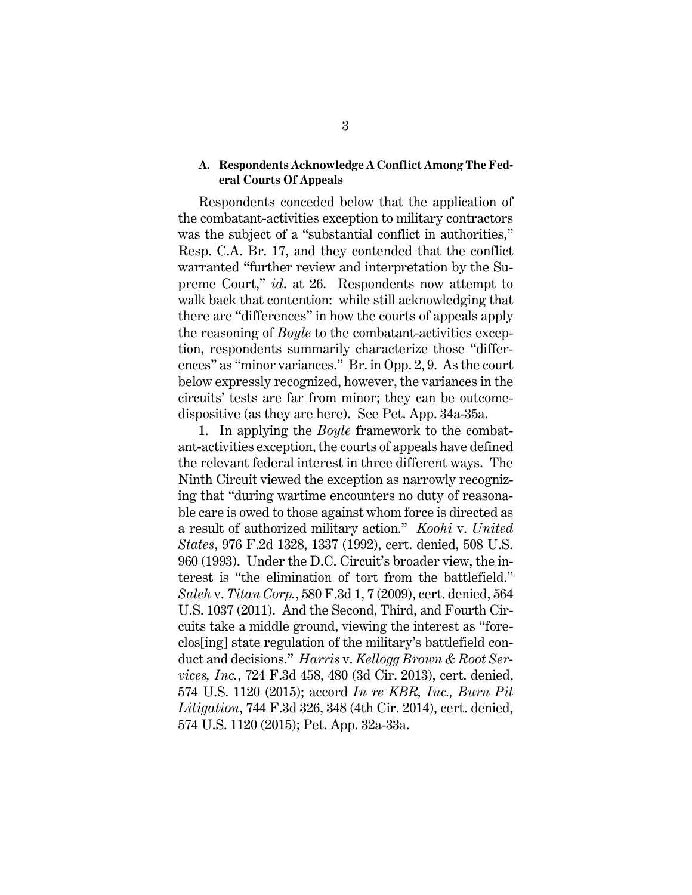### A. Respondents Acknowledge A Conflict Among The Federal Courts Of Appeals

Respondents conceded below that the application of the combatant-activities exception to military contractors was the subject of a "substantial conflict in authorities," Resp. C.A. Br. 17, and they contended that the conflict warranted "further review and interpretation by the Supreme Court," *id.* at 26. Respondents now attempt to walk back that contention: while still acknowledging that there are "differences" in how the courts of appeals apply the reasoning of *Boyle* to the combatant-activities exception, respondents summarily characterize those "differences" as "minor variances." Br. in Opp. 2, 9. As the court below expressly recognized, however, the variances in the circuits' tests are far from minor; they can be outcome-dispositive (as they are here). See Pet. App. 34a-35a.

1. In applying the *Boyle* framework to the combatant-activities exception, the courts of appeals have defined the relevant federal interest in three different ways. The Ninth Circuit viewed the exception as narrowly recognizing that "during wartime encounters no duty of reasonable care is owed to those against whom force is directed as a result of authorized military action." *Koohi* v. *United States*, 976 F.2d 1328, 1337 (1992), cert. denied, 508 U.S. 960 (1993). Under the D.C. Circuit's broader view, the interest is "the elimination of tort from the battlefield." *Saleh* v. *Titan Corp.*, 580 F.3d 1, 7 (2009), cert. denied, 564 U.S. 1037 (2011). And the Second, Third, and Fourth Circuits take a middle ground, viewing the interest as "foreclos[ing] state regulation of the military's battlefield conduct and decisions." *Harris* v. *Kellogg Brown & Root Services, Inc.*, 724 F.3d 458, 480 (3d Cir. 2013), cert. denied, 574 U.S. 1120 (2015); accord *In re KBR, Inc., Burn Pit Litigation*, 744 F.3d 326, 348 (4th Cir. 2014), cert. denied, 574 U.S. 1120 (2015); Pet. App. 32a-33a.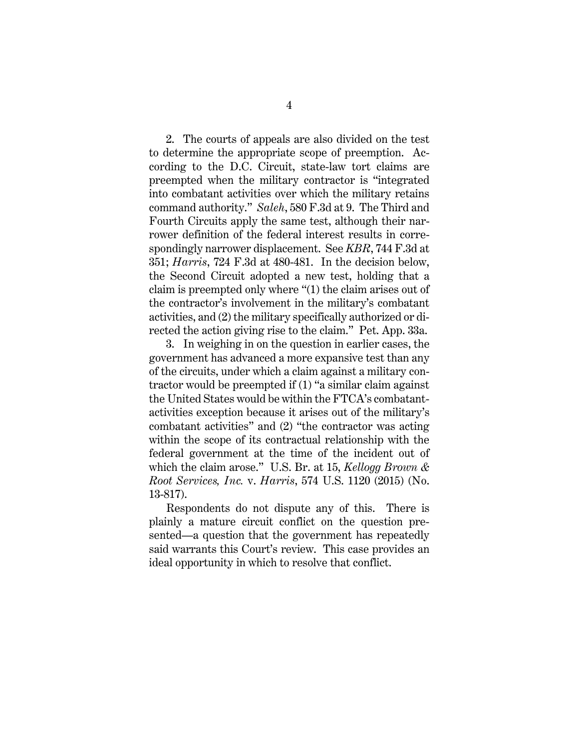2. The courts of appeals are also divided on the test to determine the appropriate scope of preemption. According to the D.C. Circuit, state-law tort claims are preempted when the military contractor is "integrated into combatant activities over which the military retains command authority." *Saleh*, 580 F.3d at 9. The Third and Fourth Circuits apply the same test, although their narrower definition of the federal interest results in correspondingly narrower displacement. See *KBR*, 744 F.3d at 351; *Harris*, 724 F.3d at 480-481. In the decision below, the Second Circuit adopted a new test, holding that a claim is preempted only where "(1) the claim arises out of the contractor's involvement in the military's combatant activities, and (2) the military specifically authorized or directed the action giving rise to the claim." Pet. App. 33a.

3. In weighing in on the question in earlier cases, the government has advanced a more expansive test than any of the circuits, under which a claim against a military contractor would be preempted if (1) "a similar claim against the United States would be within the FTCA's combatant-activities exception because it arises out of the military's combatant activities" and (2) "the contractor was acting within the scope of its contractual relationship with the federal government at the time of the incident out of which the claim arose." U.S. Br. at 15, *Kellogg Brown & Root Services, Inc.* v. *Harris*, 574 U.S. 1120 (2015) (No. 13-817).

Respondents do not dispute any of this. There is plainly a mature circuit conflict on the question presented—a question that the government has repeatedly said warrants this Court's review. This case provides an ideal opportunity in which to resolve that conflict.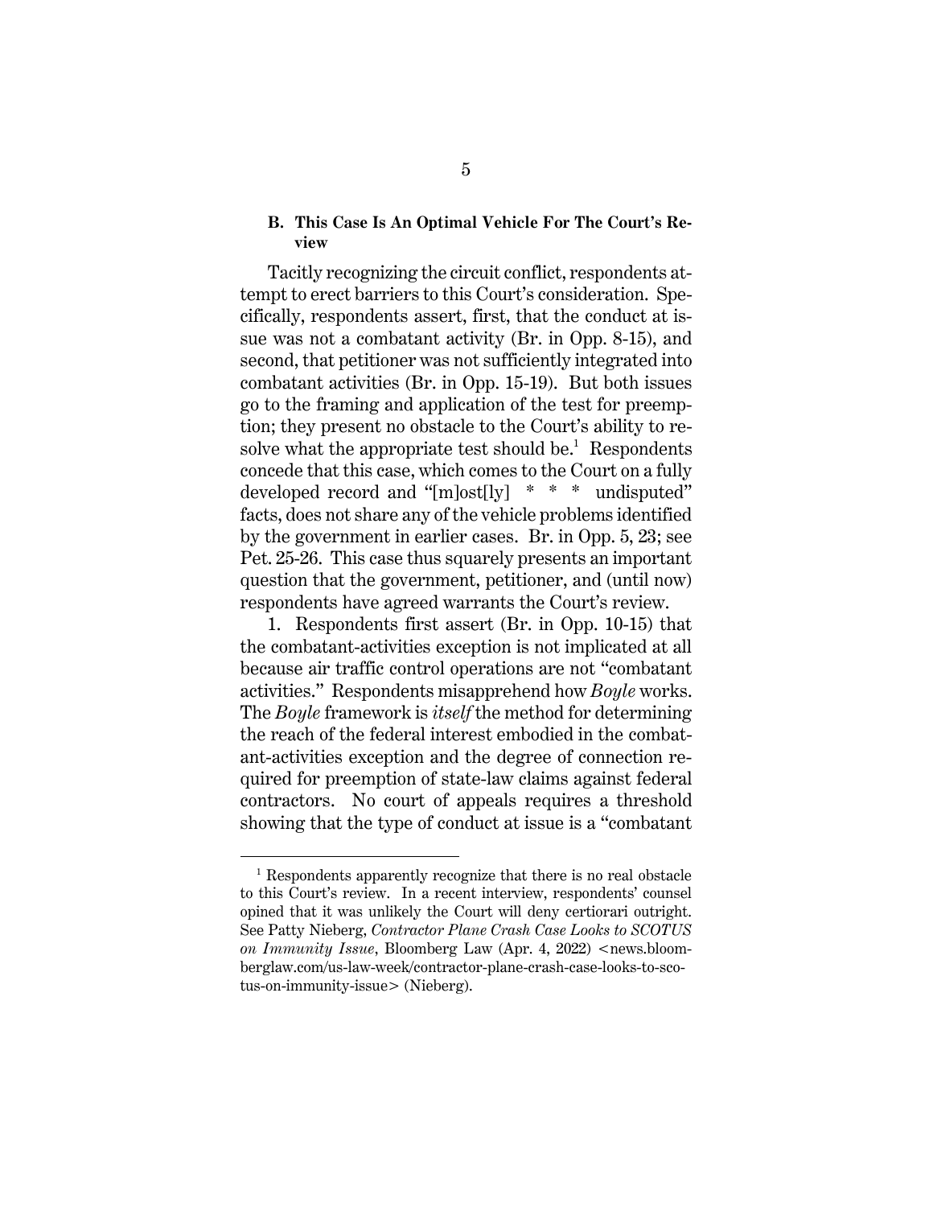### B. This Case Is An Optimal Vehicle For The Court's Review

Tacitly recognizing the circuit conflict, respondents attempt to erect barriers to this Court's consideration. Specifically, respondents assert, first, that the conduct at issue was not a combatant activity (Br. in Opp. 8-15), and second, that petitioner was not sufficiently integrated into combatant activities (Br. in Opp. 15-19). But both issues go to the framing and application of the test for preemption; they present no obstacle to the Court's ability to resolve what the appropriate test should be.[1] Respondents concede that this case, which comes to the Court on a fully developed record and "[m]ost[ly] * * * undisputed" facts, does not share any of the vehicle problems identified by the government in earlier cases. Br. in Opp. 5, 23; see Pet. 25-26. This case thus squarely presents an important question that the government, petitioner, and (until now) respondents have agreed warrants the Court's review.

1. Respondents first assert (Br. in Opp. 10-15) that the combatant-activities exception is not implicated at all because air traffic control operations are not "combatant activities." Respondents misapprehend how *Boyle* works. The *Boyle* framework is *itself* the method for determining the reach of the federal interest embodied in the combatant-activities exception and the degree of connection required for preemption of state-law claims against federal contractors. No court of appeals requires a threshold showing that the type of conduct at issue is a "combatant

[1] Respondents apparently recognize that there is no real obstacle to this Court's review. In a recent interview, respondents' counsel opined that it was unlikely the Court will deny certiorari outright. See Patty Nieberg, *Contractor Plane Crash Case Looks to SCOTUS on Immunity Issue*, Bloomberg Law (Apr. 4, 2022) <news.bloomberglaw.com/us-law-week/contractor-plane-crash-case-looks-to-scotus-on-immunity-issue> (Nieberg).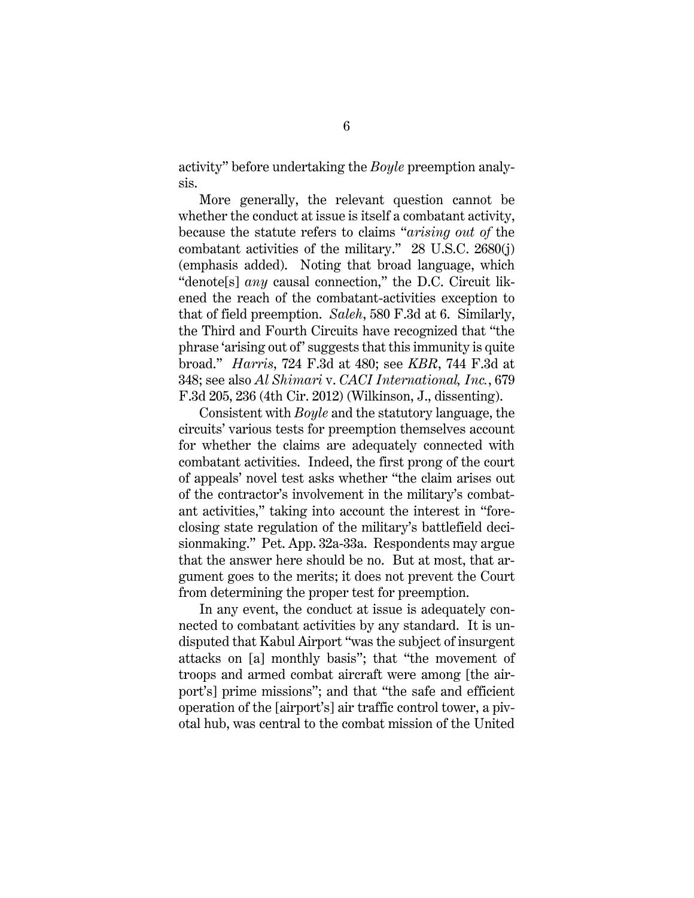activity" before undertaking the *Boyle* preemption analysis.

More generally, the relevant question cannot be whether the conduct at issue is itself a combatant activity, because the statute refers to claims "*arising out of* the combatant activities of the military." 28 U.S.C. 2680(j) (emphasis added). Noting that broad language, which "denote[s] *any* causal connection," the D.C. Circuit likened the reach of the combatant-activities exception to that of field preemption. *Saleh*, 580 F.3d at 6. Similarly, the Third and Fourth Circuits have recognized that "the phrase 'arising out of' suggests that this immunity is quite broad." *Harris*, 724 F.3d at 480; see *KBR*, 744 F.3d at 348; see also *Al Shimari* v. *CACI International, Inc.*, 679 F.3d 205, 236 (4th Cir. 2012) (Wilkinson, J., dissenting).

Consistent with *Boyle* and the statutory language, the circuits' various tests for preemption themselves account for whether the claims are adequately connected with combatant activities. Indeed, the first prong of the court of appeals' novel test asks whether "the claim arises out of the contractor's involvement in the military's combatant activities," taking into account the interest in "foreclosing state regulation of the military's battlefield decisionmaking." Pet. App. 32a-33a. Respondents may argue that the answer here should be no. But at most, that argument goes to the merits; it does not prevent the Court from determining the proper test for preemption.

In any event, the conduct at issue is adequately connected to combatant activities by any standard. It is undisputed that Kabul Airport "was the subject of insurgent attacks on [a] monthly basis"; that "the movement of troops and armed combat aircraft were among [the airport's] prime missions"; and that "the safe and efficient operation of the [airport's] air traffic control tower, a pivotal hub, was central to the combat mission of the United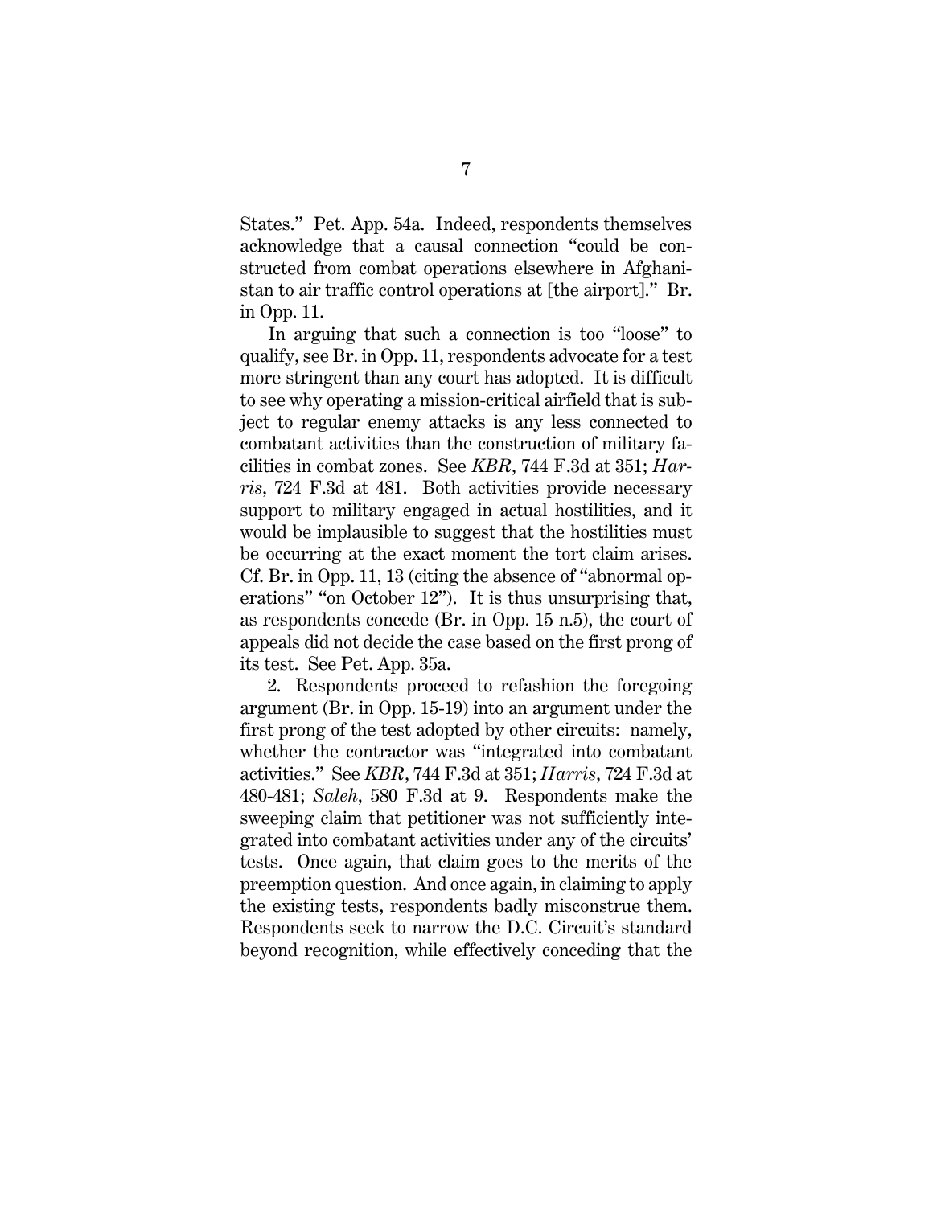States." Pet. App. 54a. Indeed, respondents themselves acknowledge that a causal connection "could be constructed from combat operations elsewhere in Afghanistan to air traffic control operations at [the airport]." Br. in Opp. 11.

In arguing that such a connection is too "loose" to qualify, see Br. in Opp. 11, respondents advocate for a test more stringent than any court has adopted. It is difficult to see why operating a mission-critical airfield that is subject to regular enemy attacks is any less connected to combatant activities than the construction of military facilities in combat zones. See *KBR*, 744 F.3d at 351; *Harris*, 724 F.3d at 481. Both activities provide necessary support to military engaged in actual hostilities, and it would be implausible to suggest that the hostilities must be occurring at the exact moment the tort claim arises. Cf. Br. in Opp. 11, 13 (citing the absence of "abnormal operations" "on October 12"). It is thus unsurprising that, as respondents concede (Br. in Opp. 15 n.5), the court of appeals did not decide the case based on the first prong of its test. See Pet. App. 35a.

2. Respondents proceed to refashion the foregoing argument (Br. in Opp. 15-19) into an argument under the first prong of the test adopted by other circuits: namely, whether the contractor was "integrated into combatant activities." See *KBR*, 744 F.3d at 351; *Harris*, 724 F.3d at 480-481; *Saleh*, 580 F.3d at 9. Respondents make the sweeping claim that petitioner was not sufficiently integrated into combatant activities under any of the circuits' tests. Once again, that claim goes to the merits of the preemption question. And once again, in claiming to apply the existing tests, respondents badly misconstrue them. Respondents seek to narrow the D.C. Circuit's standard beyond recognition, while effectively conceding that the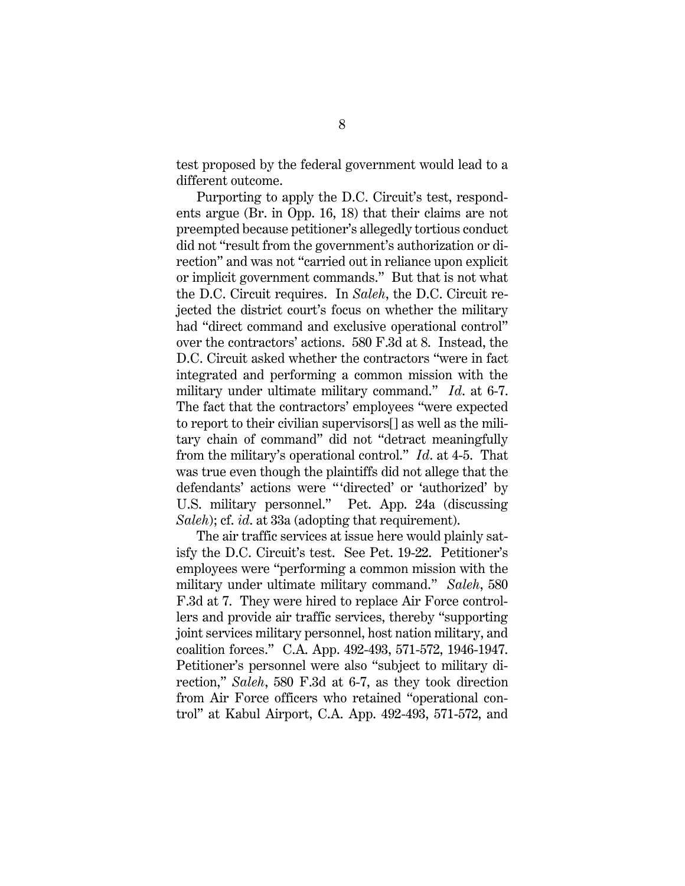test proposed by the federal government would lead to a different outcome.

Purporting to apply the D.C. Circuit's test, respondents argue (Br. in Opp. 16, 18) that their claims are not preempted because petitioner's allegedly tortious conduct did not "result from the government's authorization or direction" and was not "carried out in reliance upon explicit or implicit government commands." But that is not what the D.C. Circuit requires. In *Saleh*, the D.C. Circuit rejected the district court's focus on whether the military had "direct command and exclusive operational control" over the contractors' actions. 580 F.3d at 8. Instead, the D.C. Circuit asked whether the contractors "were in fact integrated and performing a common mission with the military under ultimate military command." *Id.* at 6-7. The fact that the contractors' employees "were expected to report to their civilian supervisors[] as well as the military chain of command" did not "detract meaningfully from the military's operational control." *Id.* at 4-5. That was true even though the plaintiffs did not allege that the defendants' actions were "'directed' or 'authorized' by U.S. military personnel." Pet. App. 24a (discussing *Saleh*); cf. *id.* at 33a (adopting that requirement).

The air traffic services at issue here would plainly satisfy the D.C. Circuit's test. See Pet. 19-22. Petitioner's employees were "performing a common mission with the military under ultimate military command." *Saleh*, 580 F.3d at 7. They were hired to replace Air Force controllers and provide air traffic services, thereby "supporting joint services military personnel, host nation military, and coalition forces." C.A. App. 492-493, 571-572, 1946-1947. Petitioner's personnel were also "subject to military direction," *Saleh*, 580 F.3d at 6-7, as they took direction from Air Force officers who retained "operational control" at Kabul Airport, C.A. App. 492-493, 571-572, and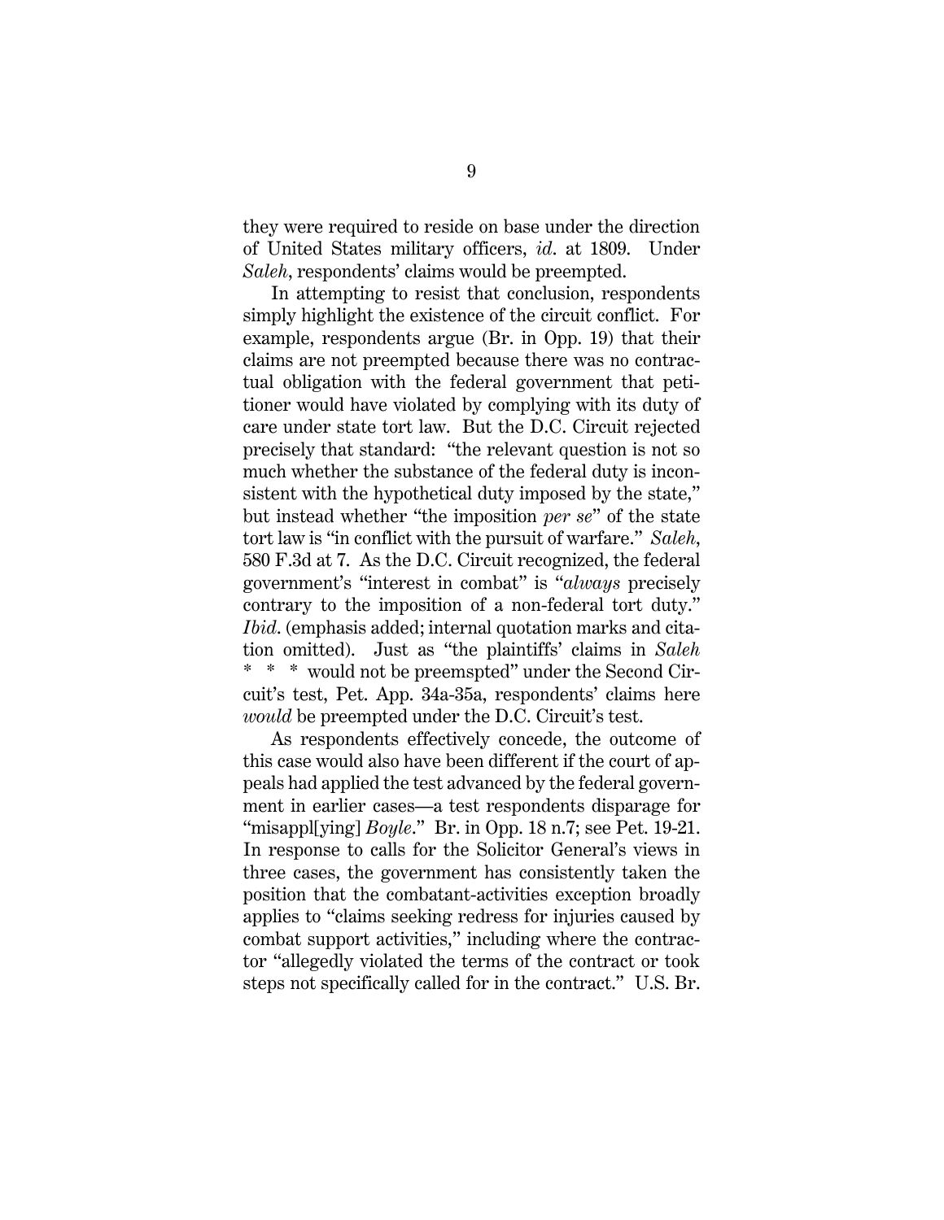they were required to reside on base under the direction of United States military officers, *id*. at 1809. Under *Saleh*, respondents' claims would be preempted.

In attempting to resist that conclusion, respondents simply highlight the existence of the circuit conflict. For example, respondents argue (Br. in Opp. 19) that their claims are not preempted because there was no contractual obligation with the federal government that petitioner would have violated by complying with its duty of care under state tort law. But the D.C. Circuit rejected precisely that standard: "the relevant question is not so much whether the substance of the federal duty is inconsistent with the hypothetical duty imposed by the state," but instead whether "the imposition *per se*" of the state tort law is "in conflict with the pursuit of warfare." *Saleh*, 580 F.3d at 7. As the D.C. Circuit recognized, the federal government's "interest in combat" is "*always* precisely contrary to the imposition of a non-federal tort duty." *Ibid*. (emphasis added; internal quotation marks and citation omitted). Just as "the plaintiffs' claims in *Saleh* * * * would not be preemspted" under the Second Circuit's test, Pet. App. 34a-35a, respondents' claims here *would* be preempted under the D.C. Circuit's test.

As respondents effectively concede, the outcome of this case would also have been different if the court of appeals had applied the test advanced by the federal government in earlier cases—a test respondents disparage for "misappl[ying] *Boyle*." Br. in Opp. 18 n.7; see Pet. 19-21. In response to calls for the Solicitor General's views in three cases, the government has consistently taken the position that the combatant-activities exception broadly applies to "claims seeking redress for injuries caused by combat support activities," including where the contractor "allegedly violated the terms of the contract or took steps not specifically called for in the contract." U.S. Br.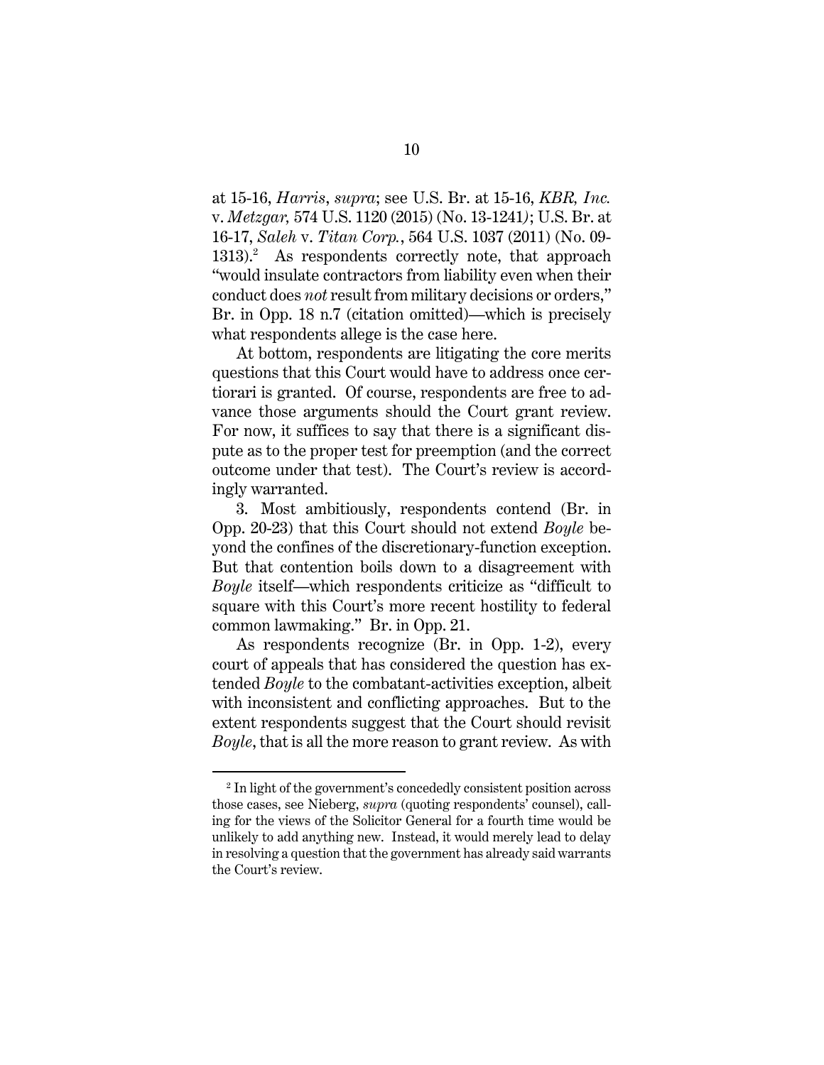at 15-16, *Harris*, *supra*; see U.S. Br. at 15-16, *KBR, Inc.* v. *Metzgar,* 574 U.S. 1120 (2015) (No. 13-1241); U.S. Br. at 16-17, *Saleh* v. *Titan Corp.*, 564 U.S. 1037 (2011) (No. 09-1313).[2] As respondents correctly note, that approach "would insulate contractors from liability even when their conduct does *not* result from military decisions or orders," Br. in Opp. 18 n.7 (citation omitted)—which is precisely what respondents allege is the case here.

At bottom, respondents are litigating the core merits questions that this Court would have to address once certiorari is granted. Of course, respondents are free to advance those arguments should the Court grant review. For now, it suffices to say that there is a significant dispute as to the proper test for preemption (and the correct outcome under that test). The Court's review is accordingly warranted.

3. Most ambitiously, respondents contend (Br. in Opp. 20-23) that this Court should not extend *Boyle* beyond the confines of the discretionary-function exception. But that contention boils down to a disagreement with *Boyle* itself—which respondents criticize as "difficult to square with this Court's more recent hostility to federal common lawmaking." Br. in Opp. 21.

As respondents recognize (Br. in Opp. 1-2), every court of appeals that has considered the question has extended *Boyle* to the combatant-activities exception, albeit with inconsistent and conflicting approaches. But to the extent respondents suggest that the Court should revisit *Boyle*, that is all the more reason to grant review. As with

---

[2] In light of the government's concededly consistent position across those cases, see Nieberg, *supra* (quoting respondents' counsel), calling for the views of the Solicitor General for a fourth time would be unlikely to add anything new. Instead, it would merely lead to delay in resolving a question that the government has already said warrants the Court's review.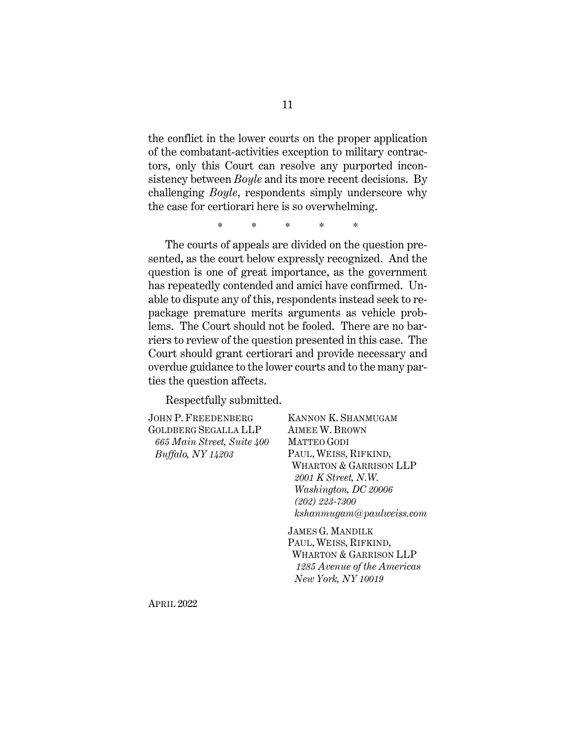the conflict in the lower courts on the proper application of the combatant-activities exception to military contractors, only this Court can resolve any purported inconsistency between *Boyle* and its more recent decisions. By challenging *Boyle*, respondents simply underscore why the case for certiorari here is so overwhelming.

\* \* \* \* \*

The courts of appeals are divided on the question presented, as the court below expressly recognized. And the question is one of great importance, as the government has repeatedly contended and amici have confirmed. Unable to dispute any of this, respondents instead seek to repackage premature merits arguments as vehicle problems. The Court should not be fooled. There are no barriers to review of the question presented in this case. The Court should grant certiorari and provide necessary and overdue guidance to the lower courts and to the many parties the question affects.

Respectfully submitted.

JOHN P. FREEDENBERG
GOLDBERG SEGALLA LLP
*665 Main Street, Suite 400*
*Buffalo, NY 14203*

KANNON K. SHANMUGAM
AIMEE W. BROWN
MATTEO GODI
PAUL, WEISS, RIFKIND,
WHARTON & GARRISON LLP
*2001 K Street, N.W.*
*Washington, DC 20006*
*(202) 223-7300*
*kshanmugam@paulweiss.com*

JAMES G. MANDILK
PAUL, WEISS, RIFKIND,
WHARTON & GARRISON LLP
*1285 Avenue of the Americas*
*New York, NY 10019*

APRIL 2022